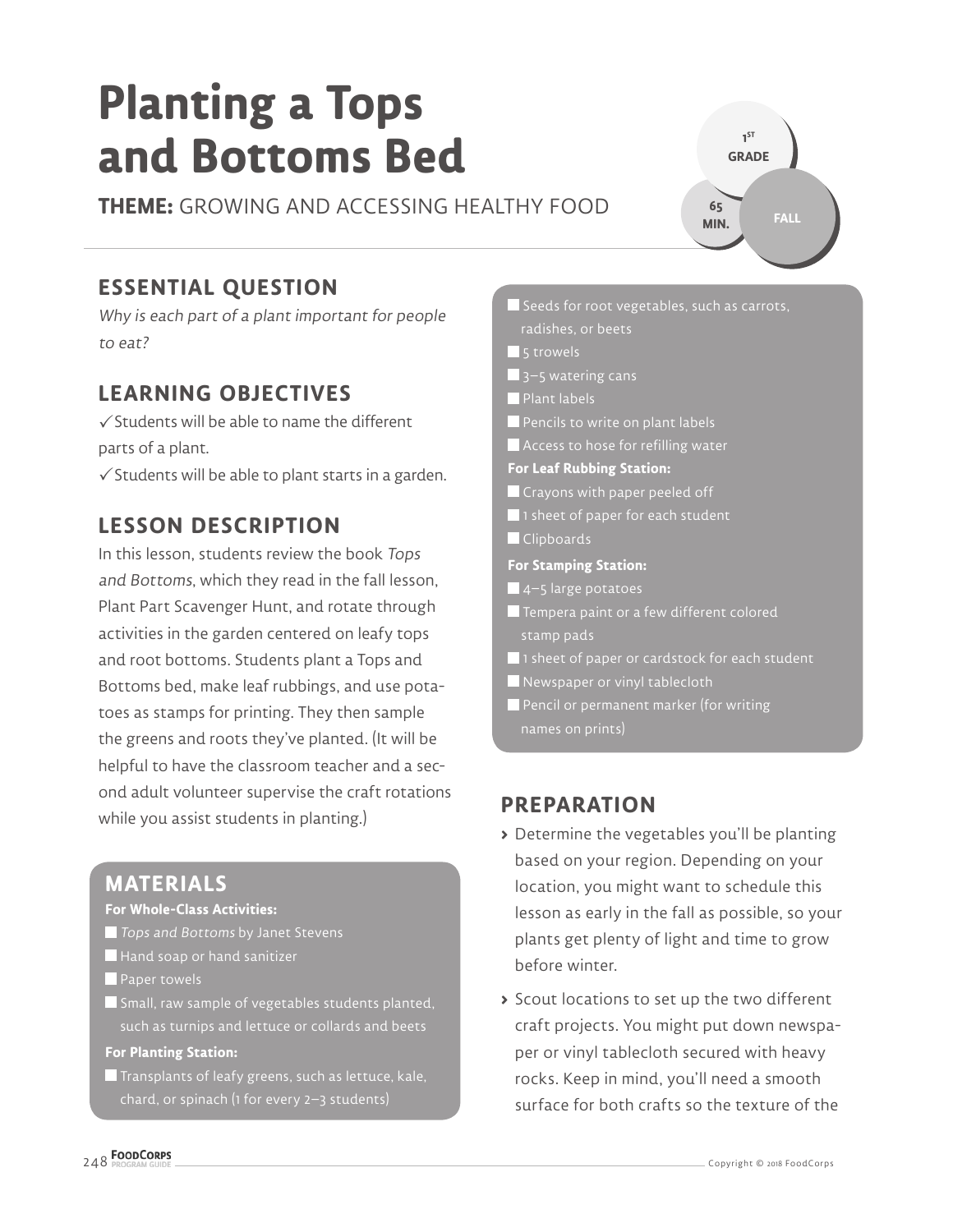# Planting a Tops and Bottoms Bed

**THEME:** GROWING AND ACCESSING HEALTHY FOOD

1ST GRADE | 65 MIN. | FALL

## ESSENTIAL QUESTION

*Why is each part of a plant important for people to eat?*

## LEARNING OBJECTIVES

✓ Students will be able to name the different parts of a plant.

✓ Students will be able to plant starts in a garden.

## LESSON DESCRIPTION

In this lesson, students review the book *Tops and Bottoms*, which they read in the fall lesson, Plant Part Scavenger Hunt, and rotate through activities in the garden centered on leafy tops and root bottoms. Students plant a Tops and Bottoms bed, make leaf rubbings, and use potatoes as stamps for printing. They then sample the greens and roots they've planted. (It will be helpful to have the classroom teacher and a second adult volunteer supervise the craft rotations while you assist students in planting.)

## MATERIALS

**For Whole-Class Activities:**

- *Tops and Bottoms* by Janet Stevens
- Hand soap or hand sanitizer
- Paper towels
- Small, raw sample of vegetables students planted, such as turnips and lettuce or collards and beets

**For Planting Station:**

- Transplants of leafy greens, such as lettuce, kale, chard, or spinach (1 for every 2–3 students)
- Seeds for root vegetables, such as carrots, radishes, or beets
- 5 trowels
- 3–5 watering cans
- Plant labels
- Pencils to write on plant labels
- Access to hose for refilling water

**For Leaf Rubbing Station:**

- Crayons with paper peeled off
- 1 sheet of paper for each student
- Clipboards

**For Stamping Station:**

- 4–5 large potatoes
- Tempera paint or a few different colored stamp pads
- 1 sheet of paper or cardstock for each student
- Newspaper or vinyl tablecloth
- Pencil or permanent marker (for writing names on prints)

## PREPARATION

- Determine the vegetables you'll be planting based on your region. Depending on your location, you might want to schedule this lesson as early in the fall as possible, so your plants get plenty of light and time to grow before winter.
- Scout locations to set up the two different craft projects. You might put down newspaper or vinyl tablecloth secured with heavy rocks. Keep in mind, you'll need a smooth surface for both crafts so the texture of the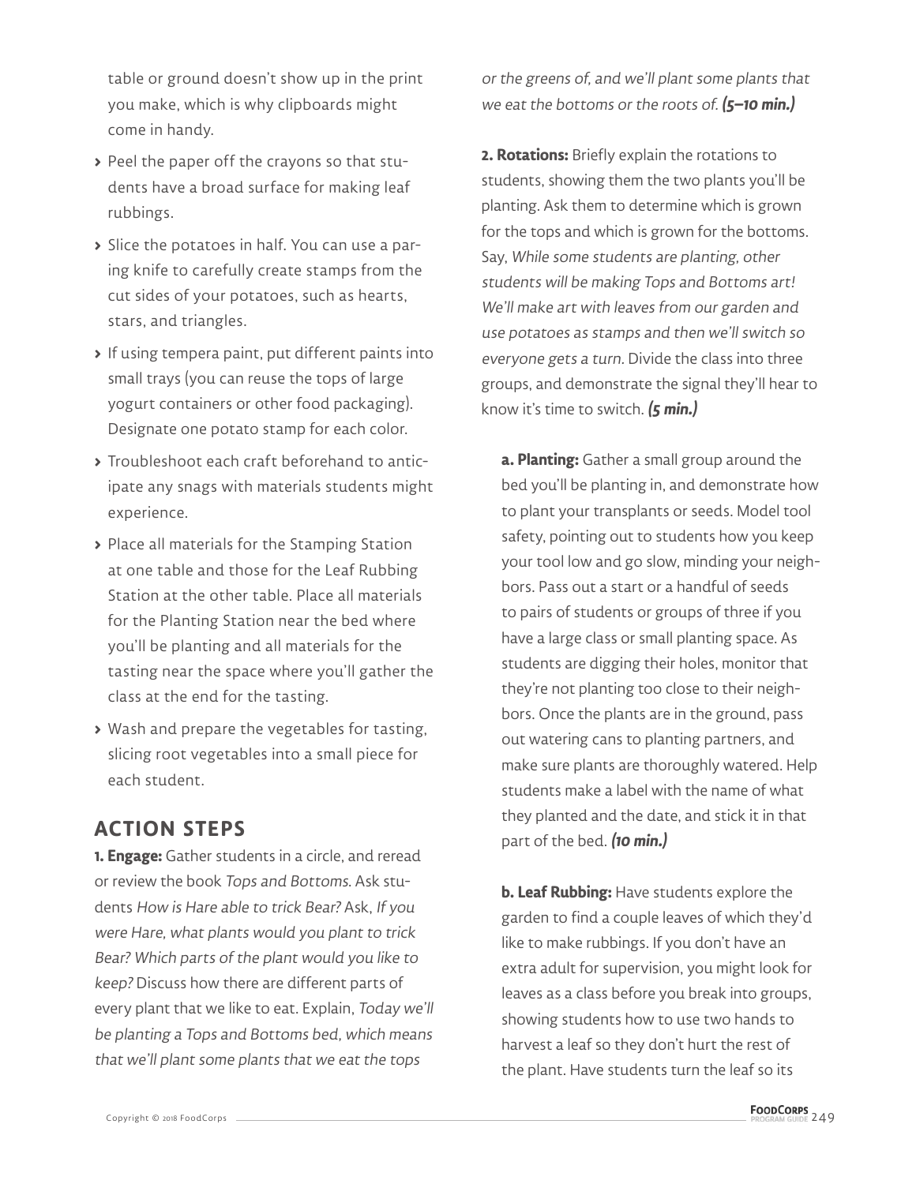table or ground doesn't show up in the print you make, which is why clipboards might come in handy.

- Peel the paper off the crayons so that students have a broad surface for making leaf rubbings.
- Slice the potatoes in half. You can use a paring knife to carefully create stamps from the cut sides of your potatoes, such as hearts, stars, and triangles.
- If using tempera paint, put different paints into small trays (you can reuse the tops of large yogurt containers or other food packaging). Designate one potato stamp for each color.
- Troubleshoot each craft beforehand to anticipate any snags with materials students might experience.
- Place all materials for the Stamping Station at one table and those for the Leaf Rubbing Station at the other table. Place all materials for the Planting Station near the bed where you'll be planting and all materials for the tasting near the space where you'll gather the class at the end for the tasting.
- Wash and prepare the vegetables for tasting, slicing root vegetables into a small piece for each student.

## ACTION STEPS

**1. Engage:** Gather students in a circle, and reread or review the book *Tops and Bottoms*. Ask students *How is Hare able to trick Bear?* Ask, *If you were Hare, what plants would you plant to trick Bear? Which parts of the plant would you like to keep?* Discuss how there are different parts of every plant that we like to eat. Explain, *Today we'll be planting a Tops and Bottoms bed, which means that we'll plant some plants that we eat the tops or the greens of, and we'll plant some plants that we eat the bottoms or the roots of.* ***(5–10 min.)***

**2. Rotations:** Briefly explain the rotations to students, showing them the two plants you'll be planting. Ask them to determine which is grown for the tops and which is grown for the bottoms. Say, *While some students are planting, other students will be making Tops and Bottoms art! We'll make art with leaves from our garden and use potatoes as stamps and then we'll switch so everyone gets a turn.* Divide the class into three groups, and demonstrate the signal they'll hear to know it's time to switch. ***(5 min.)***

**a. Planting:** Gather a small group around the bed you'll be planting in, and demonstrate how to plant your transplants or seeds. Model tool safety, pointing out to students how you keep your tool low and go slow, minding your neighbors. Pass out a start or a handful of seeds to pairs of students or groups of three if you have a large class or small planting space. As students are digging their holes, monitor that they're not planting too close to their neighbors. Once the plants are in the ground, pass out watering cans to planting partners, and make sure plants are thoroughly watered. Help students make a label with the name of what they planted and the date, and stick it in that part of the bed. ***(10 min.)***

**b. Leaf Rubbing:** Have students explore the garden to find a couple leaves of which they'd like to make rubbings. If you don't have an extra adult for supervision, you might look for leaves as a class before you break into groups, showing students how to use two hands to harvest a leaf so they don't hurt the rest of the plant. Have students turn the leaf so its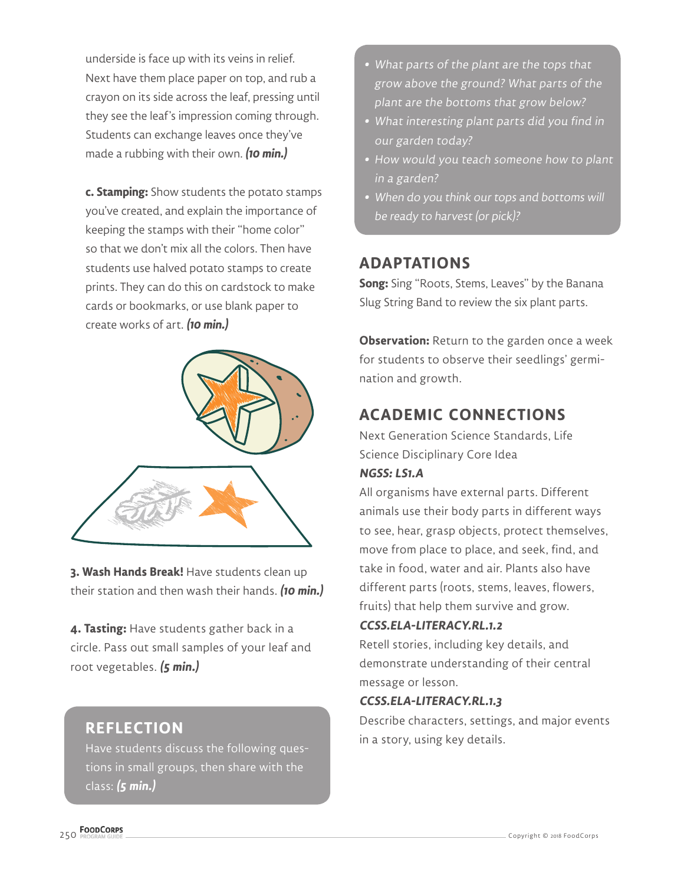underside is face up with its veins in relief. Next have them place paper on top, and rub a crayon on its side across the leaf, pressing until they see the leaf's impression coming through. Students can exchange leaves once they've made a rubbing with their own. ***(10 min.)***

**c. Stamping:** Show students the potato stamps you've created, and explain the importance of keeping the stamps with their "home color" so that we don't mix all the colors. Then have students use halved potato stamps to create prints. They can do this on cardstock to make cards or bookmarks, or use blank paper to create works of art. ***(10 min.)***

**3. Wash Hands Break!** Have students clean up their station and then wash their hands. ***(10 min.)***

**4. Tasting:** Have students gather back in a circle. Pass out small samples of your leaf and root vegetables. ***(5 min.)***

## REFLECTION

Have students discuss the following questions in small groups, then share with the class: ***(5 min.)***

- *What parts of the plant are the tops that grow above the ground? What parts of the plant are the bottoms that grow below?*
- *What interesting plant parts did you find in our garden today?*
- *How would you teach someone how to plant in a garden?*
- *When do you think our tops and bottoms will be ready to harvest (or pick)?*

## ADAPTATIONS

**Song:** Sing "Roots, Stems, Leaves" by the Banana Slug String Band to review the six plant parts.

**Observation:** Return to the garden once a week for students to observe their seedlings' germination and growth.

## ACADEMIC CONNECTIONS

Next Generation Science Standards, Life Science Disciplinary Core Idea

***NGSS: LS1.A***

All organisms have external parts. Different animals use their body parts in different ways to see, hear, grasp objects, protect themselves, move from place to place, and seek, find, and take in food, water and air. Plants also have different parts (roots, stems, leaves, flowers, fruits) that help them survive and grow.

***CCSS.ELA-LITERACY.RL.1.2***

Retell stories, including key details, and demonstrate understanding of their central message or lesson.

***CCSS.ELA-LITERACY.RL.1.3***

Describe characters, settings, and major events in a story, using key details.